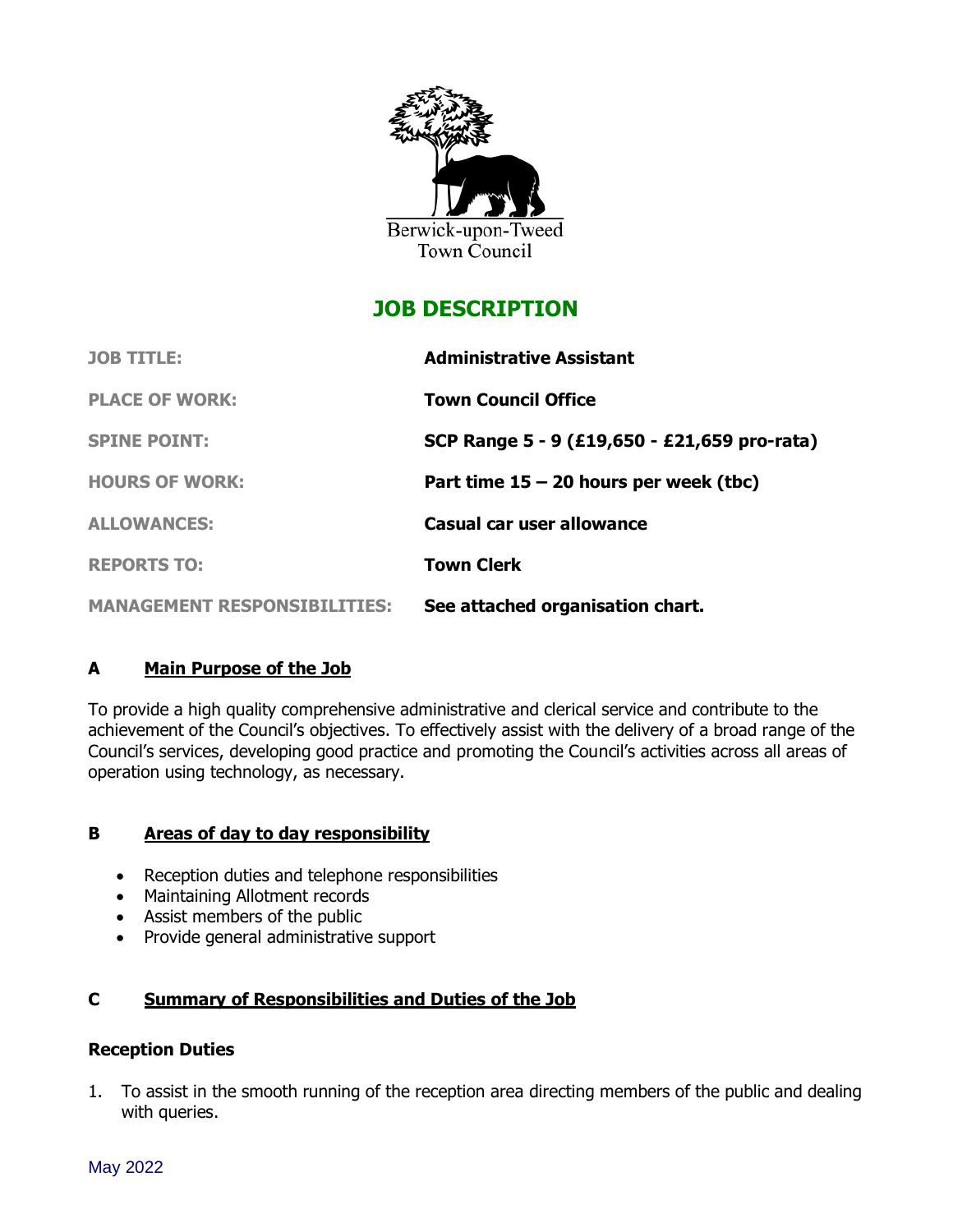Berwick-upon-Tweed
Town Council

# JOB DESCRIPTION

| | |
|---|---|
| **JOB TITLE:** | **Administrative Assistant** |
| **PLACE OF WORK:** | **Town Council Office** |
| **SPINE POINT:** | **SCP Range 5 - 9 (£19,650 - £21,659 pro-rata)** |
| **HOURS OF WORK:** | **Part time 15 – 20 hours per week (tbc)** |
| **ALLOWANCES:** | **Casual car user allowance** |
| **REPORTS TO:** | **Town Clerk** |
| **MANAGEMENT RESPONSIBILITIES:** | **See attached organisation chart.** |

## A Main Purpose of the Job

To provide a high quality comprehensive administrative and clerical service and contribute to the achievement of the Council's objectives. To effectively assist with the delivery of a broad range of the Council's services, developing good practice and promoting the Council's activities across all areas of operation using technology, as necessary.

## B Areas of day to day responsibility

- Reception duties and telephone responsibilities
- Maintaining Allotment records
- Assist members of the public
- Provide general administrative support

## C Summary of Responsibilities and Duties of the Job

### Reception Duties

1. To assist in the smooth running of the reception area directing members of the public and dealing with queries.

May 2022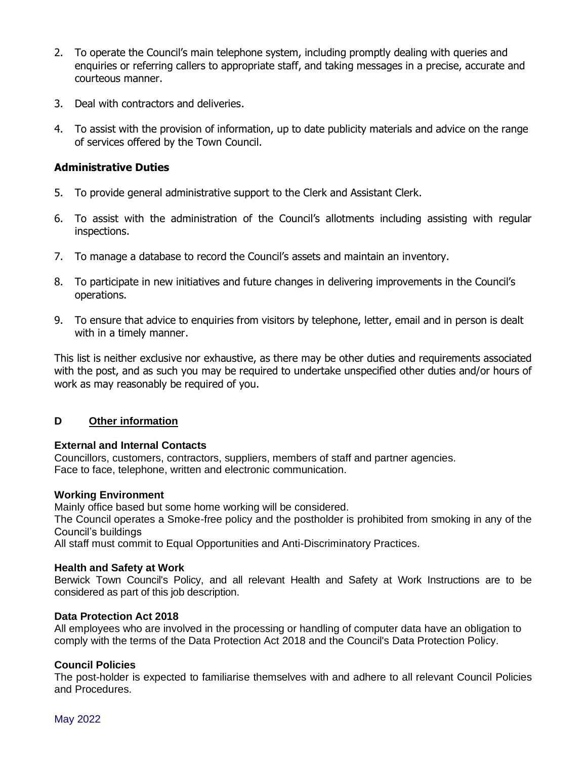2. To operate the Council's main telephone system, including promptly dealing with queries and enquiries or referring callers to appropriate staff, and taking messages in a precise, accurate and courteous manner.

3. Deal with contractors and deliveries.

4. To assist with the provision of information, up to date publicity materials and advice on the range of services offered by the Town Council.

**Administrative Duties**

5. To provide general administrative support to the Clerk and Assistant Clerk.

6. To assist with the administration of the Council's allotments including assisting with regular inspections.

7. To manage a database to record the Council's assets and maintain an inventory.

8. To participate in new initiatives and future changes in delivering improvements in the Council's operations.

9. To ensure that advice to enquiries from visitors by telephone, letter, email and in person is dealt with in a timely manner.

This list is neither exclusive nor exhaustive, as there may be other duties and requirements associated with the post, and as such you may be required to undertake unspecified other duties and/or hours of work as may reasonably be required of you.

## D &nbsp;&nbsp;&nbsp; Other information

**External and Internal Contacts**
Councillors, customers, contractors, suppliers, members of staff and partner agencies.
Face to face, telephone, written and electronic communication.

**Working Environment**
Mainly office based but some home working will be considered.
The Council operates a Smoke-free policy and the postholder is prohibited from smoking in any of the Council's buildings
All staff must commit to Equal Opportunities and Anti-Discriminatory Practices.

**Health and Safety at Work**
Berwick Town Council's Policy, and all relevant Health and Safety at Work Instructions are to be considered as part of this job description.

**Data Protection Act 2018**
All employees who are involved in the processing or handling of computer data have an obligation to comply with the terms of the Data Protection Act 2018 and the Council's Data Protection Policy.

**Council Policies**
The post-holder is expected to familiarise themselves with and adhere to all relevant Council Policies and Procedures.

May 2022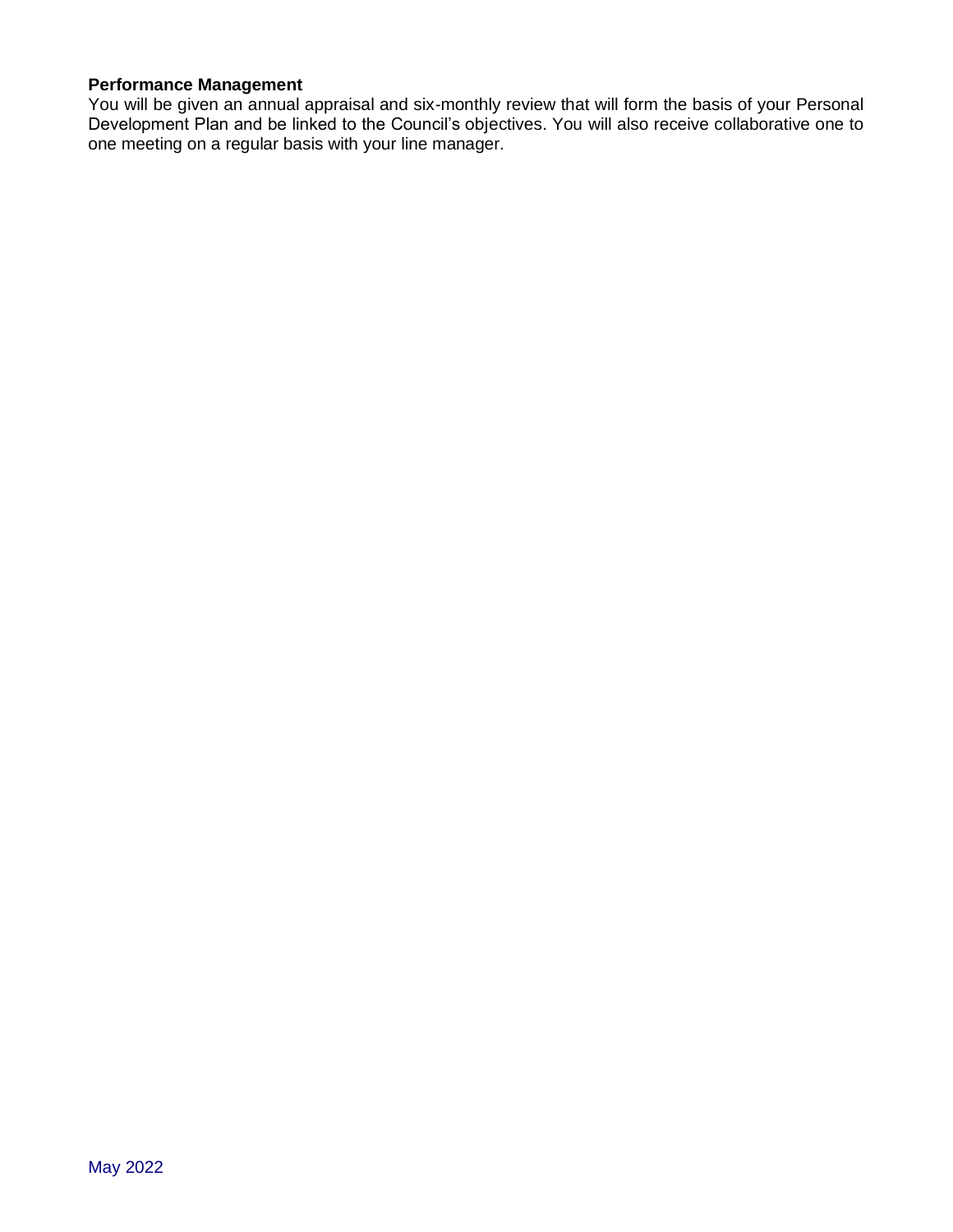**Performance Management**
You will be given an annual appraisal and six-monthly review that will form the basis of your Personal Development Plan and be linked to the Council's objectives. You will also receive collaborative one to one meeting on a regular basis with your line manager.

May 2022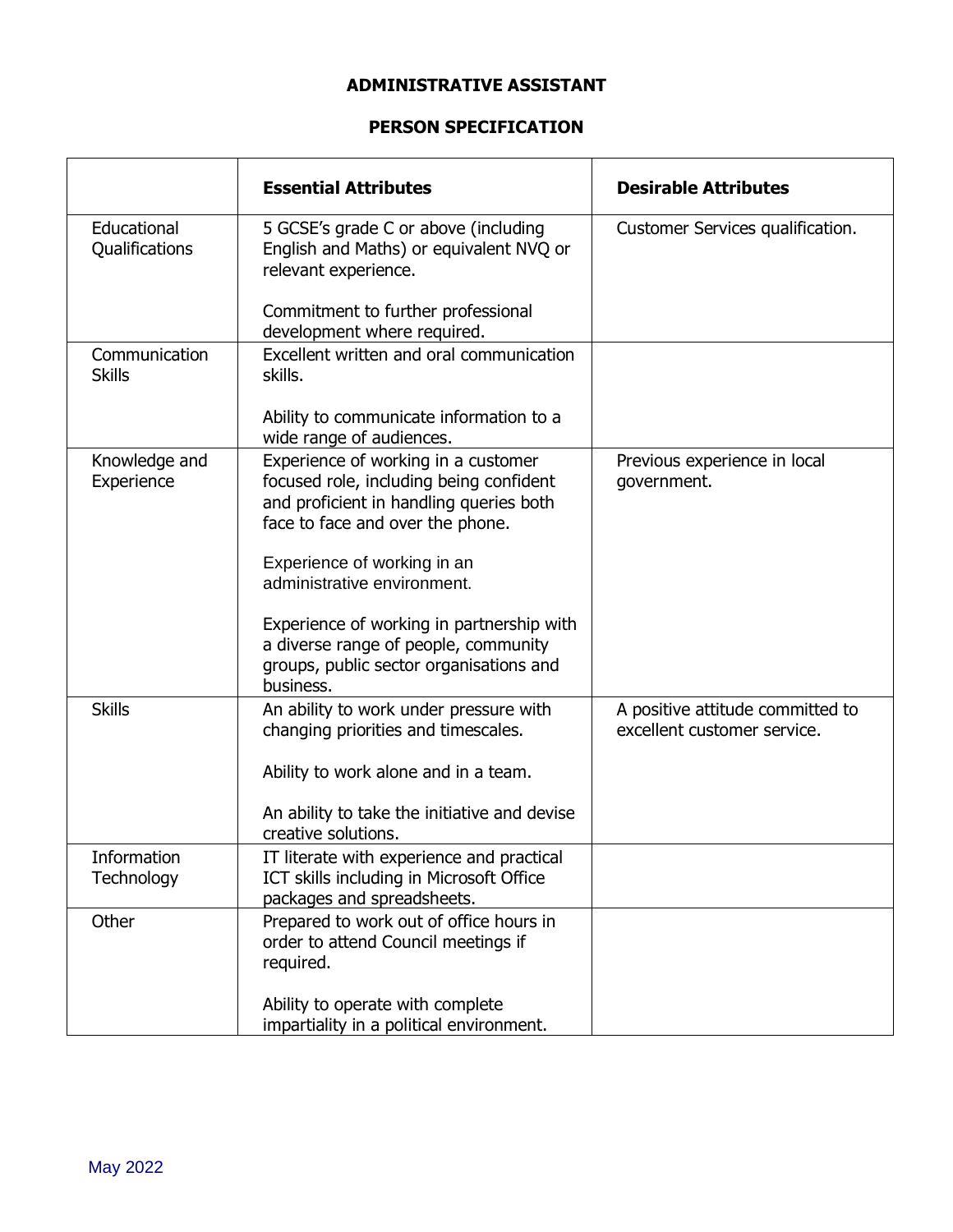# ADMINISTRATIVE ASSISTANT

## PERSON SPECIFICATION

| | **Essential Attributes** | **Desirable Attributes** |
|---|---|---|
| Educational Qualifications | 5 GCSE's grade C or above (including English and Maths) or equivalent NVQ or relevant experience.<br><br>Commitment to further professional development where required. | Customer Services qualification. |
| Communication Skills | Excellent written and oral communication skills.<br><br>Ability to communicate information to a wide range of audiences. | |
| Knowledge and Experience | Experience of working in a customer focused role, including being confident and proficient in handling queries both face to face and over the phone.<br><br>Experience of working in an administrative environment.<br><br>Experience of working in partnership with a diverse range of people, community groups, public sector organisations and business. | Previous experience in local government. |
| Skills | An ability to work under pressure with changing priorities and timescales.<br><br>Ability to work alone and in a team.<br><br>An ability to take the initiative and devise creative solutions. | A positive attitude committed to excellent customer service. |
| Information Technology | IT literate with experience and practical ICT skills including in Microsoft Office packages and spreadsheets. | |
| Other | Prepared to work out of office hours in order to attend Council meetings if required.<br><br>Ability to operate with complete impartiality in a political environment. | |

May 2022